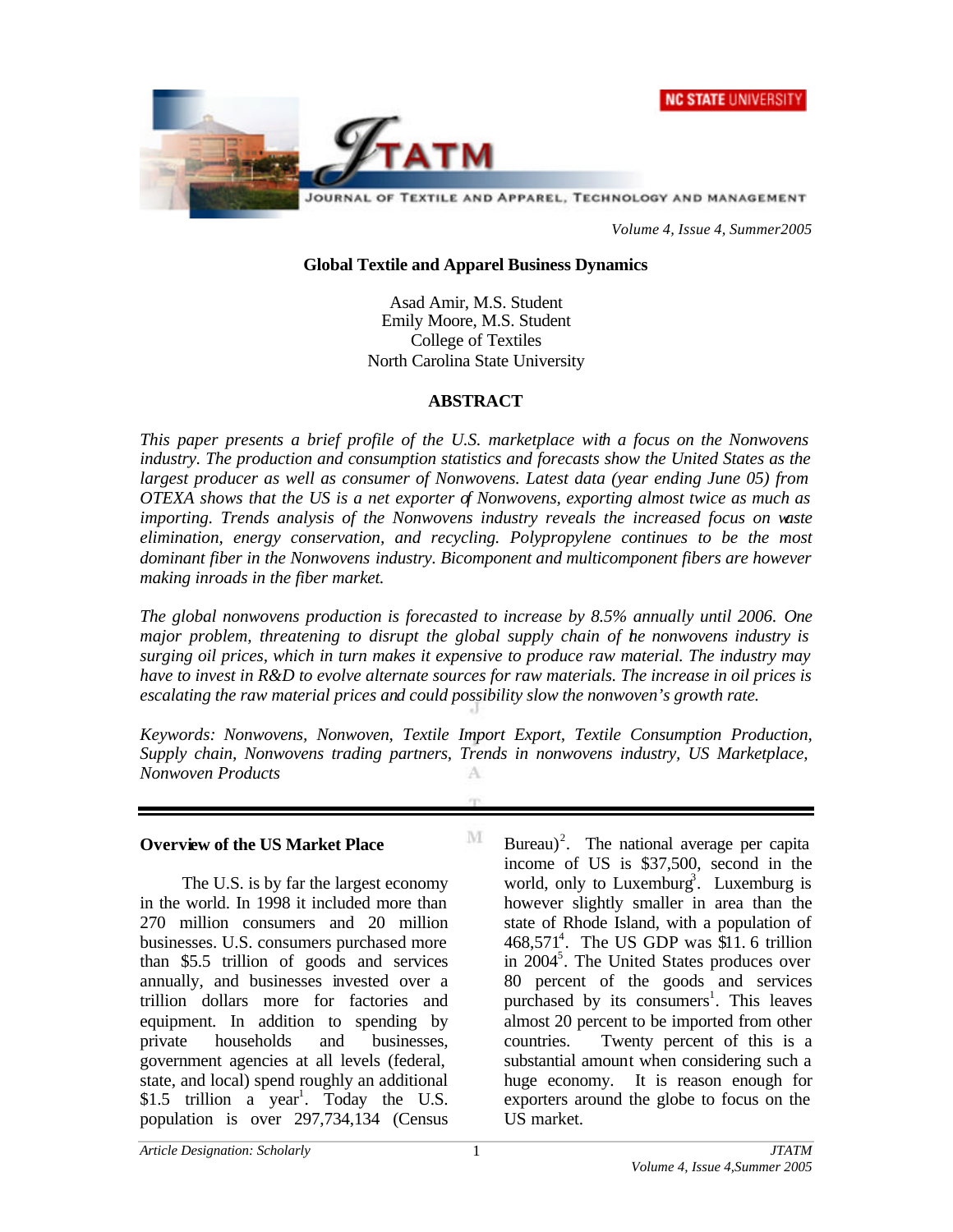# Global Textile and Apparel Business Dynamics

Asad Amir, M.S. Student
Emily Moore, M.S. Student
College of Textiles
North Carolina State University

## ABSTRACT

*This paper presents a brief profile of the U.S. marketplace with a focus on the Nonwovens industry. The production and consumption statistics and forecasts show the United States as the largest producer as well as consumer of Nonwovens. Latest data (year ending June 05) from OTEXA shows that the US is a net exporter of Nonwovens, exporting almost twice as much as importing. Trends analysis of the Nonwovens industry reveals the increased focus on waste elimination, energy conservation, and recycling. Polypropylene continues to be the most dominant fiber in the Nonwovens industry. Bicomponent and multicomponent fibers are however making inroads in the fiber market.*

*The global nonwovens production is forecasted to increase by 8.5% annually until 2006. One major problem, threatening to disrupt the global supply chain of the nonwovens industry is surging oil prices, which in turn makes it expensive to produce raw material. The industry may have to invest in R&D to evolve alternate sources for raw materials. The increase in oil prices is escalating the raw material prices and could possibly slow the nonwoven's growth rate.*

*Keywords: Nonwovens, Nonwoven, Textile Import Export, Textile Consumption Production, Supply chain, Nonwovens trading partners, Trends in nonwovens industry, US Marketplace, Nonwoven Products*

---

### Overview of the US Market Place

The U.S. is by far the largest economy in the world. In 1998 it included more than 270 million consumers and 20 million businesses. U.S. consumers purchased more than $5.5 trillion of goods and services annually, and businesses invested over a trillion dollars more for factories and equipment. In addition to spending by private households and businesses, government agencies at all levels (federal, state, and local) spend roughly an additional $1.5 trillion a year[1]. Today the U.S. population is over 297,734,134 (Census Bureau)[2]. The national average per capita income of US is $37,500, second in the world, only to Luxemburg[3]. Luxemburg is however slightly smaller in area than the state of Rhode Island, with a population of 468,571[4]. The US GDP was $11. 6 trillion in 2004[5]. The United States produces over 80 percent of the goods and services purchased by its consumers[1]. This leaves almost 20 percent to be imported from other countries. Twenty percent of this is a substantial amount when considering such a huge economy. It is reason enough for exporters around the globe to focus on the US market.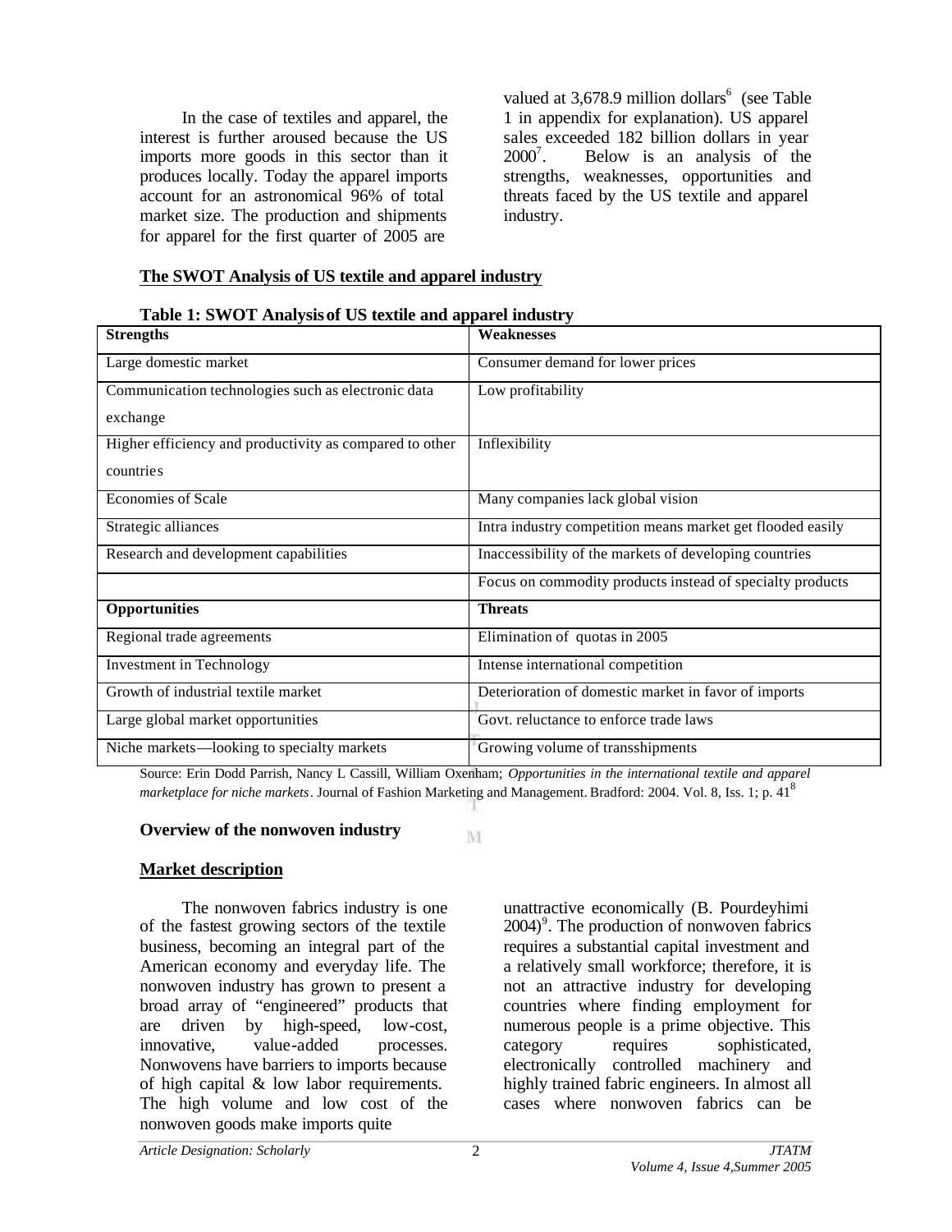In the case of textiles and apparel, the interest is further aroused because the US imports more goods in this sector than it produces locally. Today the apparel imports account for an astronomical 96% of total market size. The production and shipments for apparel for the first quarter of 2005 are valued at 3,678.9 million dollars[6] (see Table 1 in appendix for explanation). US apparel sales exceeded 182 billion dollars in year 2000[7]. Below is an analysis of the strengths, weaknesses, opportunities and threats faced by the US textile and apparel industry.

## The SWOT Analysis of US textile and apparel industry

**Table 1: SWOT Analysis of US textile and apparel industry**

| **Strengths** | **Weaknesses** |
|---|---|
| Large domestic market | Consumer demand for lower prices |
| Communication technologies such as electronic data exchange | Low profitability |
| Higher efficiency and productivity as compared to other countries | Inflexibility |
| Economies of Scale | Many companies lack global vision |
| Strategic alliances | Intra industry competition means market get flooded easily |
| Research and development capabilities | Inaccessibility of the markets of developing countries |
| | Focus on commodity products instead of specialty products |
| **Opportunities** | **Threats** |
| Regional trade agreements | Elimination of quotas in 2005 |
| Investment in Technology | Intense international competition |
| Growth of industrial textile market | Deterioration of domestic market in favor of imports |
| Large global market opportunities | Govt. reluctance to enforce trade laws |
| Niche markets—looking to specialty markets | Growing volume of transshipments |

Source: Erin Dodd Parrish, Nancy L Cassill, William Oxenham; *Opportunities in the international textile and apparel marketplace for niche markets*. Journal of Fashion Marketing and Management. Bradford: 2004. Vol. 8, Iss. 1; p. 41[8]

### Overview of the nonwoven industry

## Market description

The nonwoven fabrics industry is one of the fastest growing sectors of the textile business, becoming an integral part of the American economy and everyday life. The nonwoven industry has grown to present a broad array of "engineered" products that are driven by high-speed, low-cost, innovative, value-added processes. Nonwovens have barriers to imports because of high capital & low labor requirements. The high volume and low cost of the nonwoven goods make imports quite unattractive economically (B. Pourdeyhimi 2004)[9]. The production of nonwoven fabrics requires a substantial capital investment and a relatively small workforce; therefore, it is not an attractive industry for developing countries where finding employment for numerous people is a prime objective. This category requires sophisticated, electronically controlled machinery and highly trained fabric engineers. In almost all cases where nonwoven fabrics can be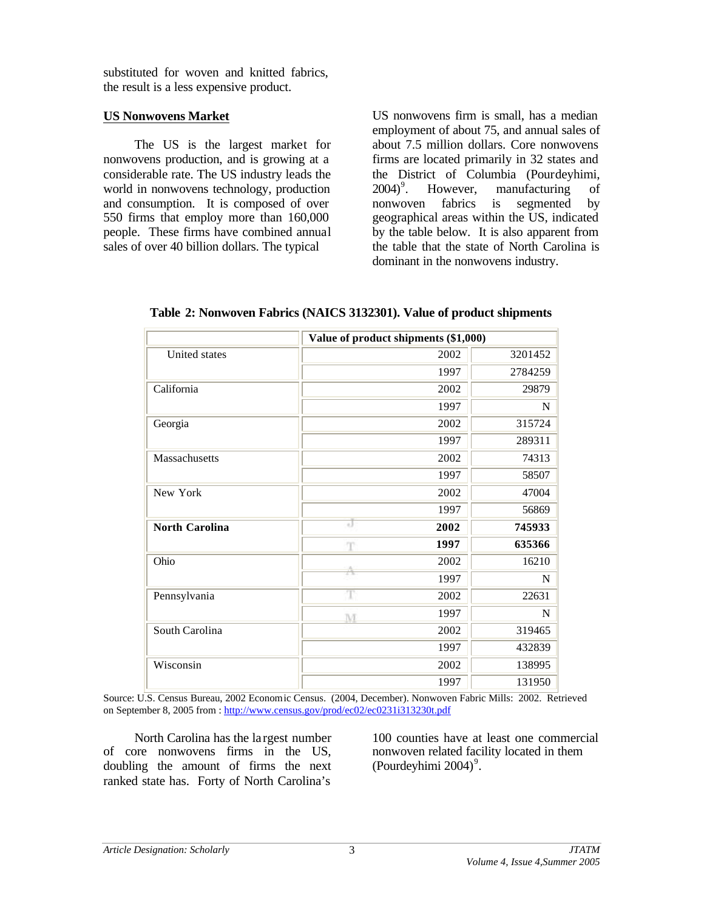substituted for woven and knitted fabrics, the result is a less expensive product.

## US Nonwovens Market

The US is the largest market for nonwovens production, and is growing at a considerable rate. The US industry leads the world in nonwovens technology, production and consumption. It is composed of over 550 firms that employ more than 160,000 people. These firms have combined annual sales of over 40 billion dollars. The typical US nonwovens firm is small, has a median employment of about 75, and annual sales of about 7.5 million dollars. Core nonwovens firms are located primarily in 32 states and the District of Columbia (Pourdeyhimi, 2004)[9]. However, manufacturing of nonwoven fabrics is segmented by geographical areas within the US, indicated by the table below. It is also apparent from the table that the state of North Carolina is dominant in the nonwovens industry.

**Table 2: Nonwoven Fabrics (NAICS 3132301). Value of product shipments**

| | Value of product shipments ($1,000) | |
|---|---|---|
| United states | 2002 | 3201452 |
| | 1997 | 2784259 |
| California | 2002 | 29879 |
| | 1997 | N |
| Georgia | 2002 | 315724 |
| | 1997 | 289311 |
| Massachusetts | 2002 | 74313 |
| | 1997 | 58507 |
| New York | 2002 | 47004 |
| | 1997 | 56869 |
| **North Carolina** | **2002** | **745933** |
| | **1997** | **635366** |
| Ohio | 2002 | 16210 |
| | 1997 | N |
| Pennsylvania | 2002 | 22631 |
| | 1997 | N |
| South Carolina | 2002 | 319465 |
| | 1997 | 432839 |
| Wisconsin | 2002 | 138995 |
| | 1997 | 131950 |

Source: U.S. Census Bureau, 2002 Economic Census. (2004, December). Nonwoven Fabric Mills: 2002. Retrieved on September 8, 2005 from : http://www.census.gov/prod/ec02/ec0231i313230t.pdf

North Carolina has the largest number of core nonwovens firms in the US, doubling the amount of firms the next ranked state has. Forty of North Carolina's 100 counties have at least one commercial nonwoven related facility located in them (Pourdeyhimi 2004)[9].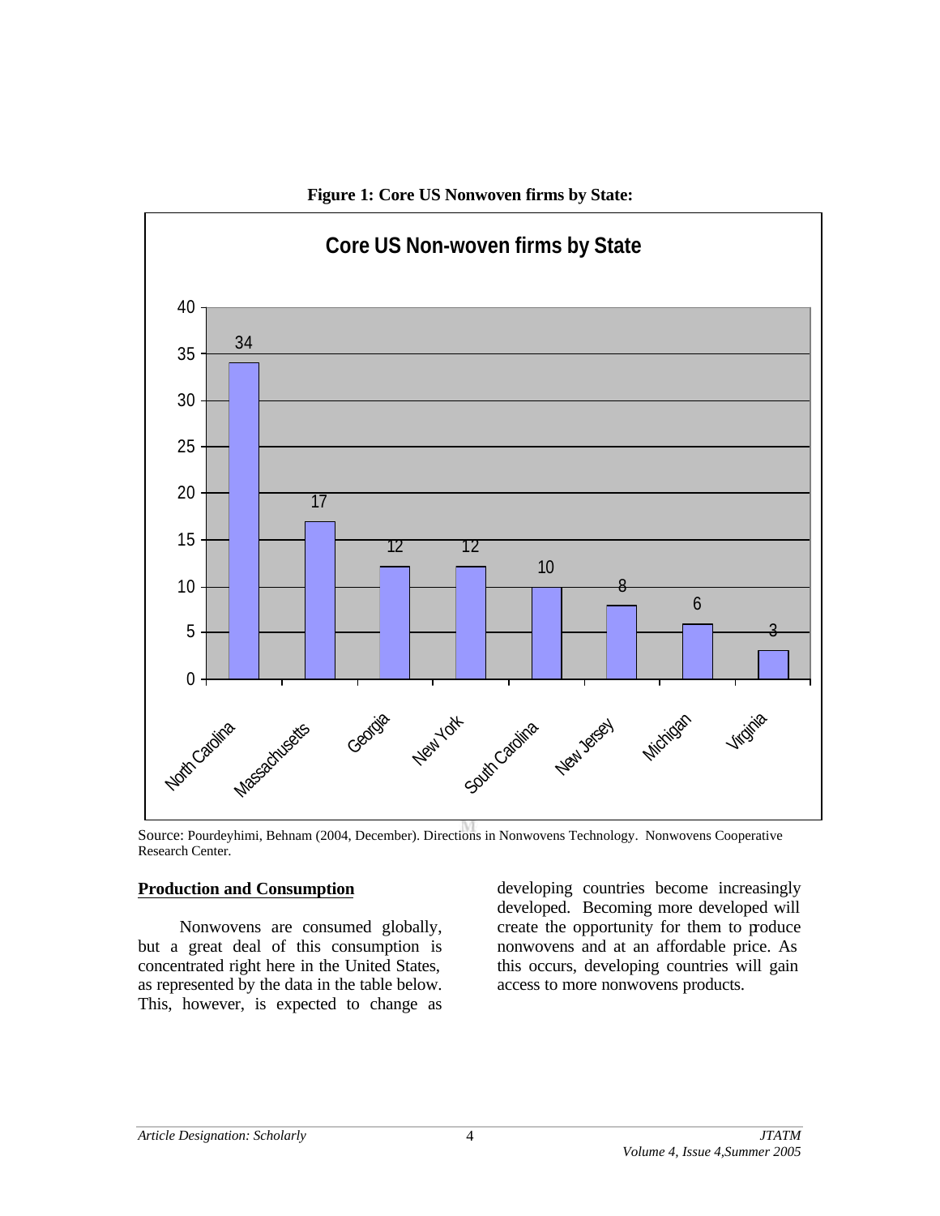**Figure 1: Core US Nonwoven firms by State:**

Core US Non-woven firms by State

40
35
30
25
20
15
10
5
0

34
17
12
12
10
8
6
3

North Carolina
Massachusetts
Georgia
New York
South Carolina
New Jersey
Michigan
Virginia

Source: Pourdeyhimi, Behnam (2004, December). Directions in Nonwovens Technology. Nonwovens Cooperative Research Center.

## Production and Consumption

Nonwovens are consumed globally, but a great deal of this consumption is concentrated right here in the United States, as represented by the data in the table below. This, however, is expected to change as developing countries become increasingly developed. Becoming more developed will create the opportunity for them to produce nonwovens and at an affordable price. As this occurs, developing countries will gain access to more nonwovens products.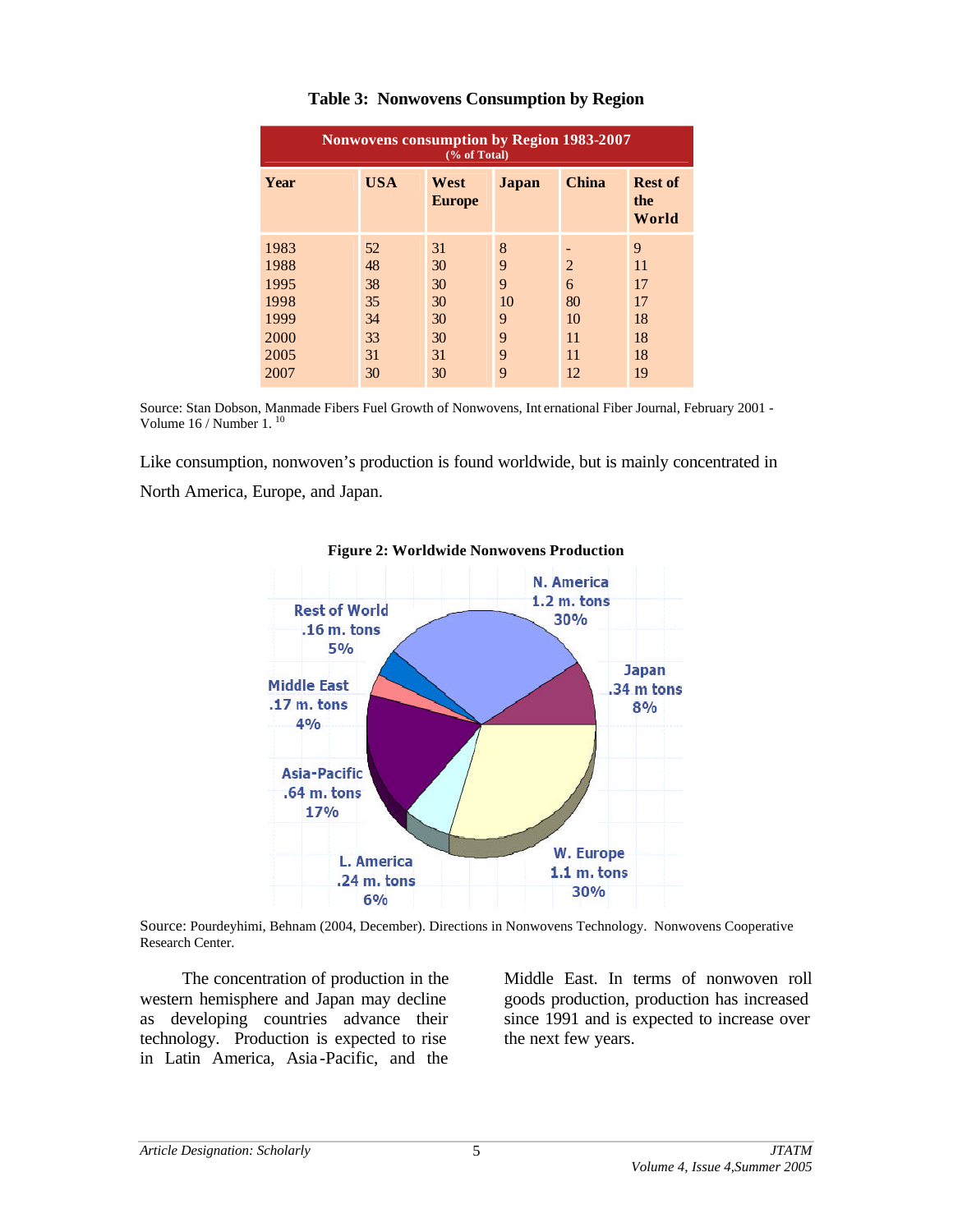**Table 3: Nonwovens Consumption by Region**

| Nonwovens consumption by Region 1983-2007 (% of Total) | | | | | |
|---|---|---|---|---|---|
| Year | USA | West Europe | Japan | China | Rest of the World |
| 1983 | 52 | 31 | 8 | - | 9 |
| 1988 | 48 | 30 | 9 | 2 | 11 |
| 1995 | 38 | 30 | 9 | 6 | 17 |
| 1998 | 35 | 30 | 10 | 80 | 17 |
| 1999 | 34 | 30 | 9 | 10 | 18 |
| 2000 | 33 | 30 | 9 | 11 | 18 |
| 2005 | 31 | 31 | 9 | 11 | 18 |
| 2007 | 30 | 30 | 9 | 12 | 19 |

Source: Stan Dobson, Manmade Fibers Fuel Growth of Nonwovens, International Fiber Journal, February 2001 - Volume 16 / Number 1. [10]

Like consumption, nonwoven's production is found worldwide, but is mainly concentrated in North America, Europe, and Japan.

**Figure 2: Worldwide Nonwovens Production**

N. America
1.2 m. tons
30%

Japan
.34 m tons
8%

W. Europe
1.1 m. tons
30%

L. America
.24 m. tons
6%

Asia-Pacific
.64 m. tons
17%

Middle East
.17 m. tons
4%

Rest of World
.16 m. tons
5%

Source: Pourdeyhimi, Behnam (2004, December). Directions in Nonwovens Technology. Nonwovens Cooperative Research Center.

The concentration of production in the western hemisphere and Japan may decline as developing countries advance their technology. Production is expected to rise in Latin America, Asia-Pacific, and the Middle East. In terms of nonwoven roll goods production, production has increased since 1991 and is expected to increase over the next few years.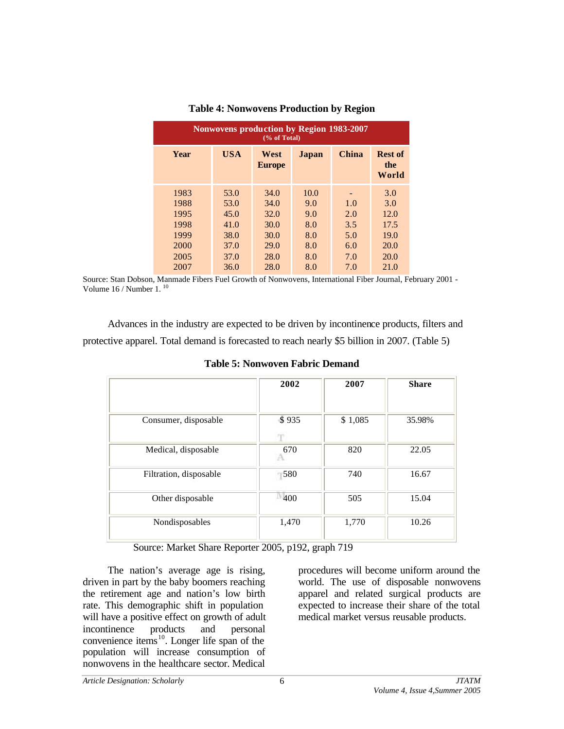**Table 4: Nonwovens Production by Region**

| Nonwovens production by Region 1983-2007 (% of Total) | | | | | |
|---|---|---|---|---|---|
| **Year** | **USA** | **West Europe** | **Japan** | **China** | **Rest of the World** |
| 1983 | 53.0 | 34.0 | 10.0 | - | 3.0 |
| 1988 | 53.0 | 34.0 | 9.0 | 1.0 | 3.0 |
| 1995 | 45.0 | 32.0 | 9.0 | 2.0 | 12.0 |
| 1998 | 41.0 | 30.0 | 8.0 | 3.5 | 17.5 |
| 1999 | 38.0 | 30.0 | 8.0 | 5.0 | 19.0 |
| 2000 | 37.0 | 29.0 | 8.0 | 6.0 | 20.0 |
| 2005 | 37.0 | 28.0 | 8.0 | 7.0 | 20.0 |
| 2007 | 36.0 | 28.0 | 8.0 | 7.0 | 21.0 |

Source: Stan Dobson, Manmade Fibers Fuel Growth of Nonwovens, International Fiber Journal, February 2001 - Volume 16 / Number 1. [10]

Advances in the industry are expected to be driven by incontinence products, filters and protective apparel. Total demand is forecasted to reach nearly $5 billion in 2007. (Table 5)

**Table 5: Nonwoven Fabric Demand**

| | **2002** | **2007** | **Share** |
|---|---|---|---|
| Consumer, disposable | $ 935 | $ 1,085 | 35.98% |
| Medical, disposable | 670 | 820 | 22.05 |
| Filtration, disposable | 580 | 740 | 16.67 |
| Other disposable | 400 | 505 | 15.04 |
| Nondisposables | 1,470 | 1,770 | 10.26 |

Source: Market Share Reporter 2005, p192, graph 719

The nation's average age is rising, driven in part by the baby boomers reaching the retirement age and nation's low birth rate. This demographic shift in population will have a positive effect on growth of adult incontinence products and personal convenience items[10]. Longer life span of the population will increase consumption of nonwovens in the healthcare sector. Medical procedures will become uniform around the world. The use of disposable nonwovens apparel and related surgical products are expected to increase their share of the total medical market versus reusable products.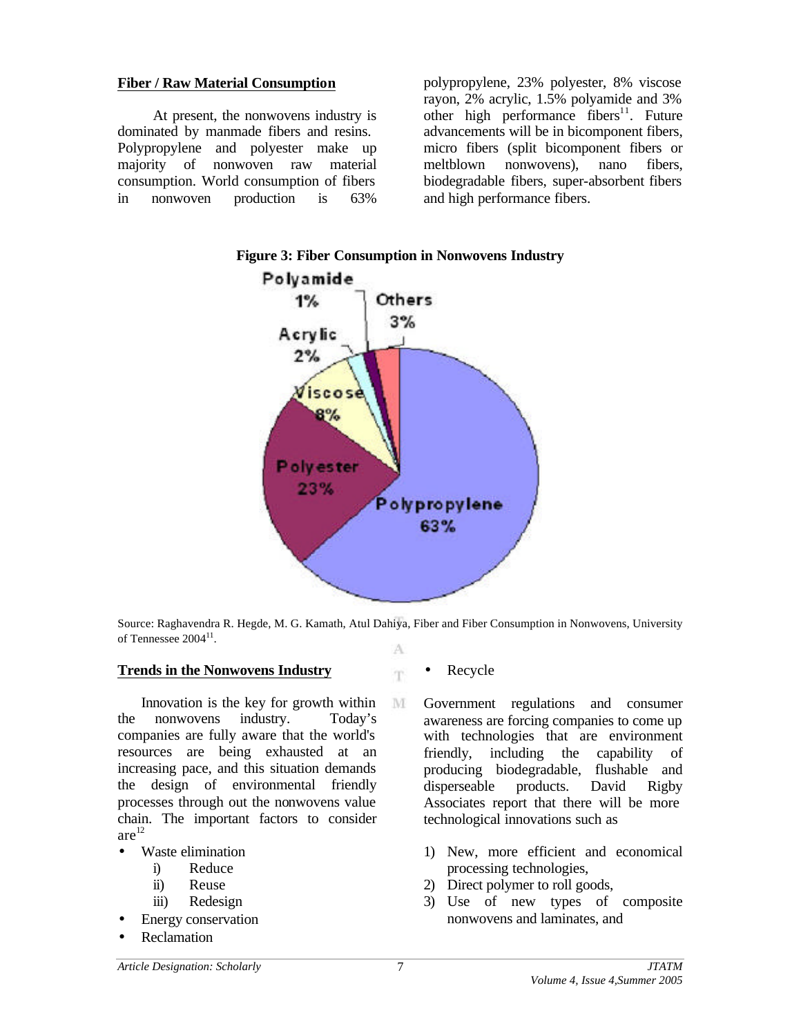## Fiber / Raw Material Consumption

At present, the nonwovens industry is dominated by manmade fibers and resins. Polypropylene and polyester make up majority of nonwoven raw material consumption. World consumption of fibers in nonwoven production is 63% polypropylene, 23% polyester, 8% viscose rayon, 2% acrylic, 1.5% polyamide and 3% other high performance fibers[11]. Future advancements will be in bicomponent fibers, micro fibers (split bicomponent fibers or meltblown nonwovens), nano fibers, biodegradable fibers, super-absorbent fibers and high performance fibers.

**Figure 3: Fiber Consumption in Nonwovens Industry**

Polyamide 1%
Others 3%
Acrylic 2%
Viscose 8%
Polyester 23%
Polypropylene 63%

Source: Raghavendra R. Hegde, M. G. Kamath, Atul Dahiya, Fiber and Fiber Consumption in Nonwovens, University of Tennessee 2004[11].

## Trends in the Nonwovens Industry

Innovation is the key for growth within the nonwovens industry. Today's companies are fully aware that the world's resources are being exhausted at an increasing pace, and this situation demands the design of environmental friendly processes through out the nonwovens value chain. The important factors to consider are[12]

- Waste elimination
  - i) Reduce
  - ii) Reuse
  - iii) Redesign
- Energy conservation
- Reclamation
- Recycle

Government regulations and consumer awareness are forcing companies to come up with technologies that are environment friendly, including the capability of producing biodegradable, flushable and disperseable products. David Rigby Associates report that there will be more technological innovations such as

1) New, more efficient and economical processing technologies,
2) Direct polymer to roll goods,
3) Use of new types of composite nonwovens and laminates, and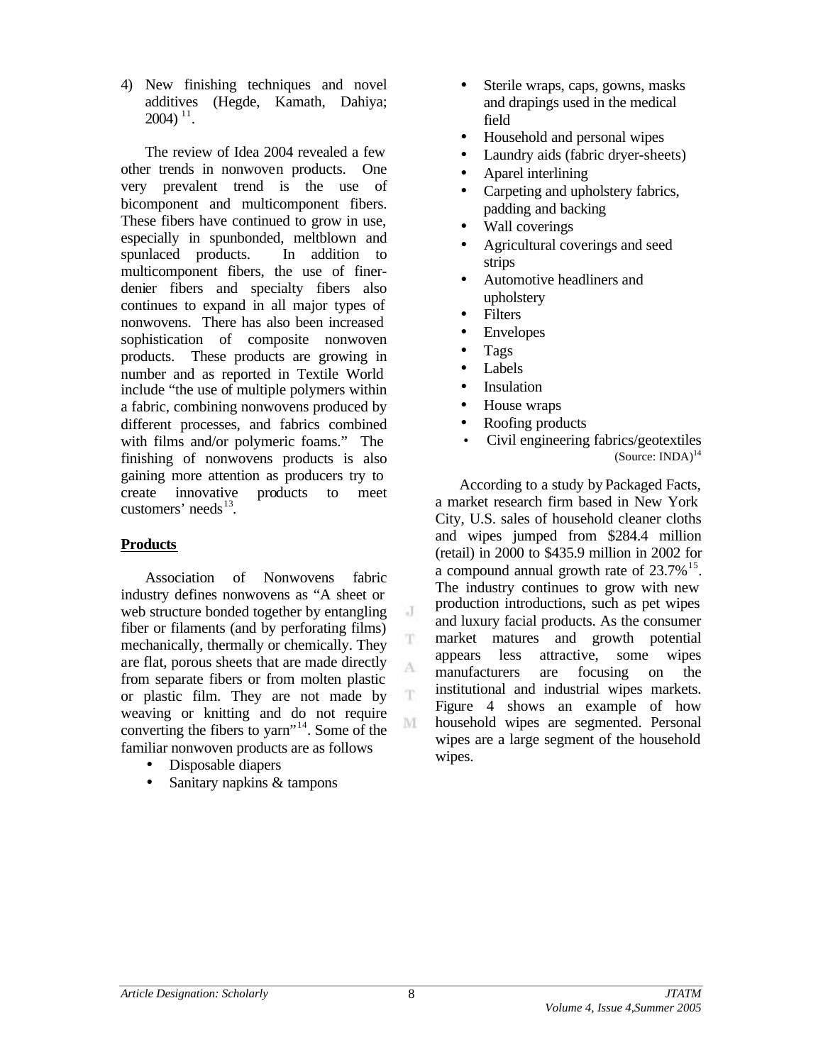4) New finishing techniques and novel additives (Hegde, Kamath, Dahiya; 2004) [11].

The review of Idea 2004 revealed a few other trends in nonwoven products. One very prevalent trend is the use of bicomponent and multicomponent fibers. These fibers have continued to grow in use, especially in spunbonded, meltblown and spunlaced products. In addition to multicomponent fibers, the use of finer-denier fibers and specialty fibers also continues to expand in all major types of nonwovens. There has also been increased sophistication of composite nonwoven products. These products are growing in number and as reported in Textile World include "the use of multiple polymers within a fabric, combining nonwovens produced by different processes, and fabrics combined with films and/or polymeric foams." The finishing of nonwovens products is also gaining more attention as producers try to create innovative products to meet customers' needs[13].

**Products**

Association of Nonwovens fabric industry defines nonwovens as "A sheet or web structure bonded together by entangling fiber or filaments (and by perforating films) mechanically, thermally or chemically. They are flat, porous sheets that are made directly from separate fibers or from molten plastic or plastic film. They are not made by weaving or knitting and do not require converting the fibers to yarn"[14]. Some of the familiar nonwoven products are as follows

- Disposable diapers
- Sanitary napkins & tampons
- Sterile wraps, caps, gowns, masks and drapings used in the medical field
- Household and personal wipes
- Laundry aids (fabric dryer-sheets)
- Aparel interlining
- Carpeting and upholstery fabrics, padding and backing
- Wall coverings
- Agricultural coverings and seed strips
- Automotive headliners and upholstery
- Filters
- Envelopes
- Tags
- Labels
- Insulation
- House wraps
- Roofing products
- Civil engineering fabrics/geotextiles

(Source: INDA)[14]

According to a study by Packaged Facts, a market research firm based in New York City, U.S. sales of household cleaner cloths and wipes jumped from $284.4 million (retail) in 2000 to $435.9 million in 2002 for a compound annual growth rate of 23.7%[15]. The industry continues to grow with new production introductions, such as pet wipes and luxury facial products. As the consumer market matures and growth potential appears less attractive, some wipes manufacturers are focusing on the institutional and industrial wipes markets. Figure 4 shows an example of how household wipes are segmented. Personal wipes are a large segment of the household wipes.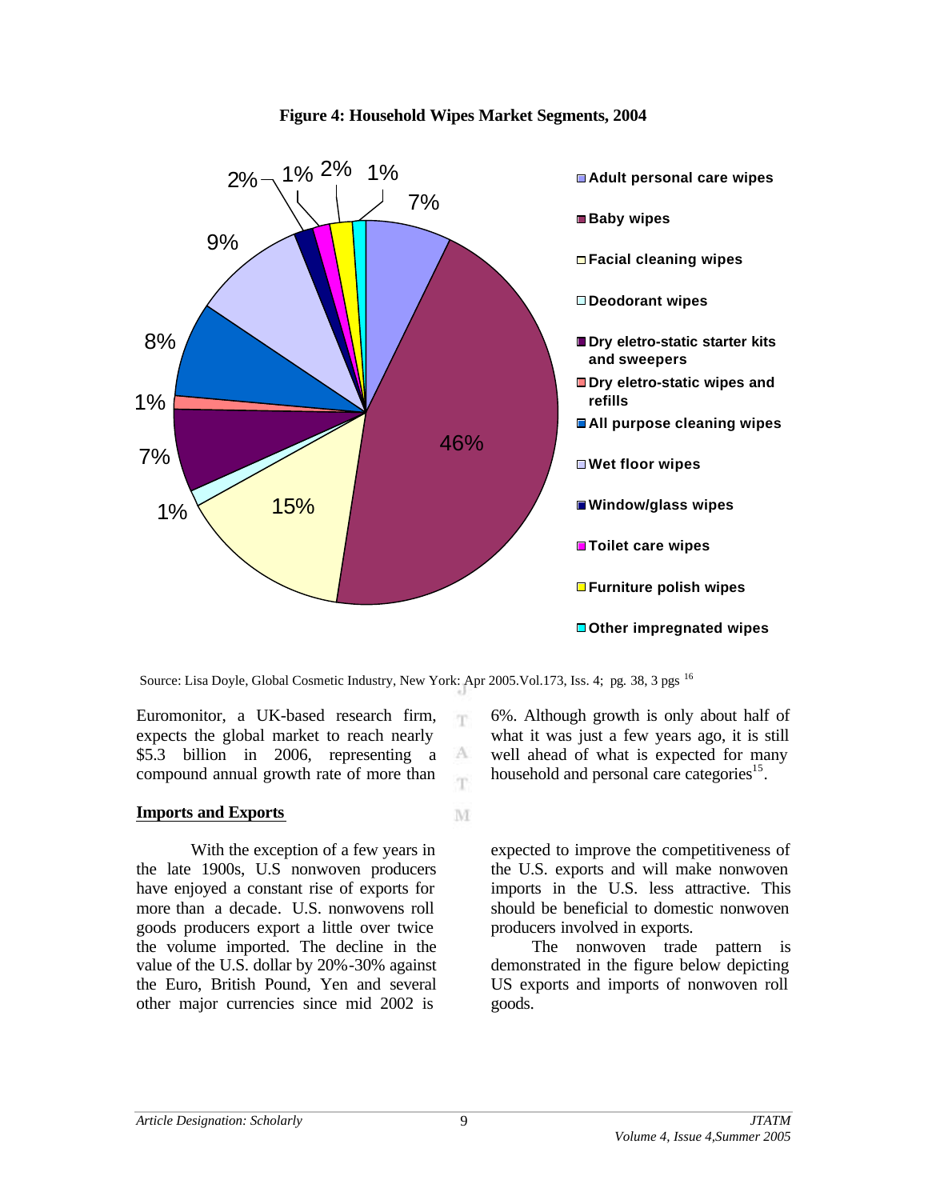**Figure 4: Household Wipes Market Segments, 2004**

2% 1% 2% 1%
7%
9%
8%
1%
7%
1%
15%
46%

- Adult personal care wipes
- Baby wipes
- Facial cleaning wipes
- Deodorant wipes
- Dry eletro-static starter kits and sweepers
- Dry eletro-static wipes and refills
- All purpose cleaning wipes
- Wet floor wipes
- Window/glass wipes
- Toilet care wipes
- Furniture polish wipes
- Other impregnated wipes

Source: Lisa Doyle, Global Cosmetic Industry, New York: Apr 2005.Vol.173, Iss. 4; pg. 38, 3 pgs [16]

Euromonitor, a UK-based research firm, expects the global market to reach nearly $5.3 billion in 2006, representing a compound annual growth rate of more than 6%. Although growth is only about half of what it was just a few years ago, it is still well ahead of what is expected for many household and personal care categories[15].

## Imports and Exports

With the exception of a few years in the late 1900s, U.S nonwoven producers have enjoyed a constant rise of exports for more than a decade. U.S. nonwovens roll goods producers export a little over twice the volume imported. The decline in the value of the U.S. dollar by 20%-30% against the Euro, British Pound, Yen and several other major currencies since mid 2002 is expected to improve the competitiveness of the U.S. exports and will make nonwoven imports in the U.S. less attractive. This should be beneficial to domestic nonwoven producers involved in exports.

The nonwoven trade pattern is demonstrated in the figure below depicting US exports and imports of nonwoven roll goods.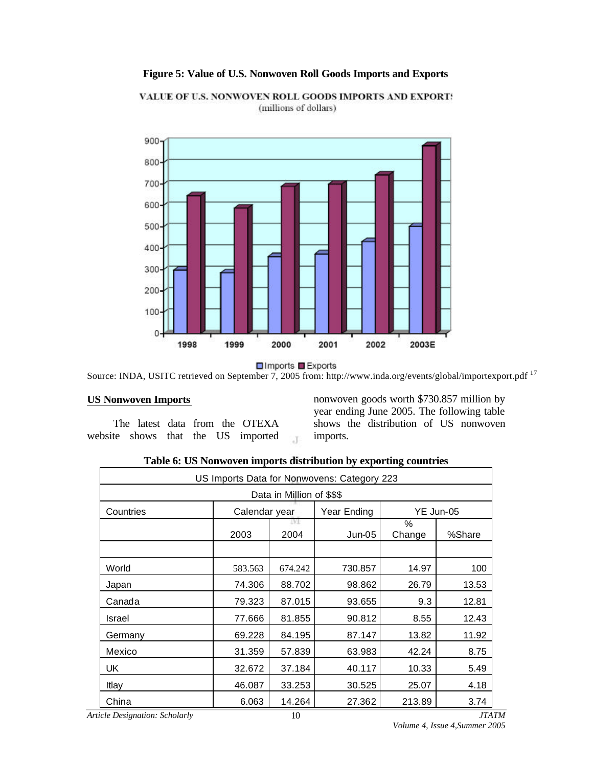**Figure 5: Value of U.S. Nonwoven Roll Goods Imports and Exports**

VALUE OF U.S. NONWOVEN ROLL GOODS IMPORTS AND EXPORTS
(millions of dollars)

900
800
700
600
500
400
300
200
100
0

1998 1999 2000 2001 2002 2003E

Imports Exports

Source: INDA, USITC retrieved on September 7, 2005 from: http://www.inda.org/events/global/importexport.pdf [17]

## US Nonwoven Imports

The latest data from the OTEXA website shows that the US imported nonwoven goods worth $730.857 million by year ending June 2005. The following table shows the distribution of US nonwoven imports.

**Table 6: US Nonwoven imports distribution by exporting countries**

| US Imports Data for Nonwovens: Category 223 | | | | | |
|---|---|---|---|---|---|
| Data in Million of $$$ | | | | | |
| Countries | Calendar year | | Year Ending | YE Jun-05 | |
| | 2003 | 2004 | Jun-05 | % Change | %Share |
| | | | | | |
| World | 583.563 | 674.242 | 730.857 | 14.97 | 100 |
| Japan | 74.306 | 88.702 | 98.862 | 26.79 | 13.53 |
| Canada | 79.323 | 87.015 | 93.655 | 9.3 | 12.81 |
| Israel | 77.666 | 81.855 | 90.812 | 8.55 | 12.43 |
| Germany | 69.228 | 84.195 | 87.147 | 13.82 | 11.92 |
| Mexico | 31.359 | 57.839 | 63.983 | 42.24 | 8.75 |
| UK | 32.672 | 37.184 | 40.117 | 10.33 | 5.49 |
| Itlay | 46.087 | 33.253 | 30.525 | 25.07 | 4.18 |
| China | 6.063 | 14.264 | 27.362 | 213.89 | 3.74 |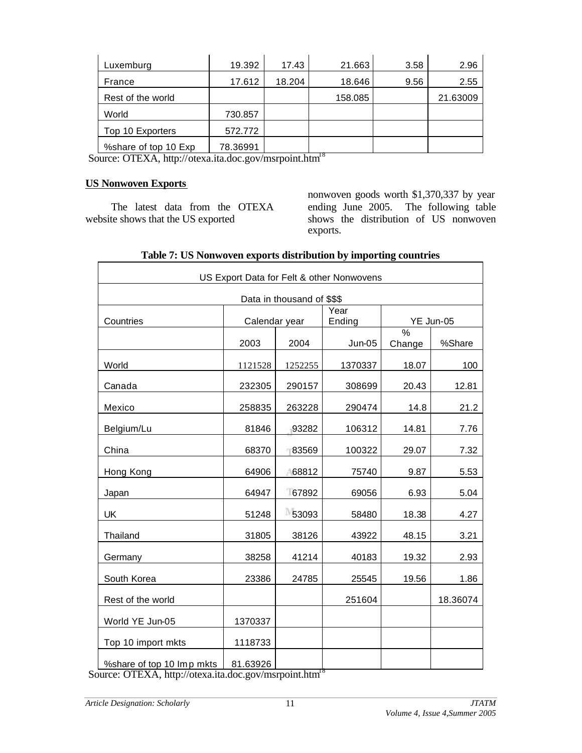| | | | | | |
|---|---|---|---|---|---|
| Luxemburg | 19.392 | 17.43 | 21.663 | 3.58 | 2.96 |
| France | 17.612 | 18.204 | 18.646 | 9.56 | 2.55 |
| Rest of the world | | | 158.085 | | 21.63009 |
| World | 730.857 | | | | |
| Top 10 Exporters | 572.772 | | | | |
| %share of top 10 Exp | 78.36991 | | | | |

Source: OTEXA, http://otexa.ita.doc.gov/msrpoint.htm[18]

**US Nonwoven Exports**

The latest data from the OTEXA website shows that the US exported nonwoven goods worth $1,370,337 by year ending June 2005. The following table shows the distribution of US nonwoven exports.

**Table 7: US Nonwoven exports distribution by importing countries**

| US Export Data for Felt & other Nonwovens | | | | | |
|---|---|---|---|---|---|
| Data in thousand of $$$ | | | | | |
| Countries | Calendar year | | Year Ending | YE Jun-05 | |
| | 2003 | 2004 | Jun-05 | % Change | %Share |
| World | 1121528 | 1252255 | 1370337 | 18.07 | 100 |
| Canada | 232305 | 290157 | 308699 | 20.43 | 12.81 |
| Mexico | 258835 | 263228 | 290474 | 14.8 | 21.2 |
| Belgium/Lu | 81846 | 93282 | 106312 | 14.81 | 7.76 |
| China | 68370 | 83569 | 100322 | 29.07 | 7.32 |
| Hong Kong | 64906 | 68812 | 75740 | 9.87 | 5.53 |
| Japan | 64947 | 67892 | 69056 | 6.93 | 5.04 |
| UK | 51248 | 53093 | 58480 | 18.38 | 4.27 |
| Thailand | 31805 | 38126 | 43922 | 48.15 | 3.21 |
| Germany | 38258 | 41214 | 40183 | 19.32 | 2.93 |
| South Korea | 23386 | 24785 | 25545 | 19.56 | 1.86 |
| Rest of the world | | | 251604 | | 18.36074 |
| World YE Jun-05 | 1370337 | | | | |
| Top 10 import mkts | 1118733 | | | | |
| %share of top 10 Imp mkts | 81.63926 | | | | |

Source: OTEXA, http://otexa.ita.doc.gov/msrpoint.htm[18]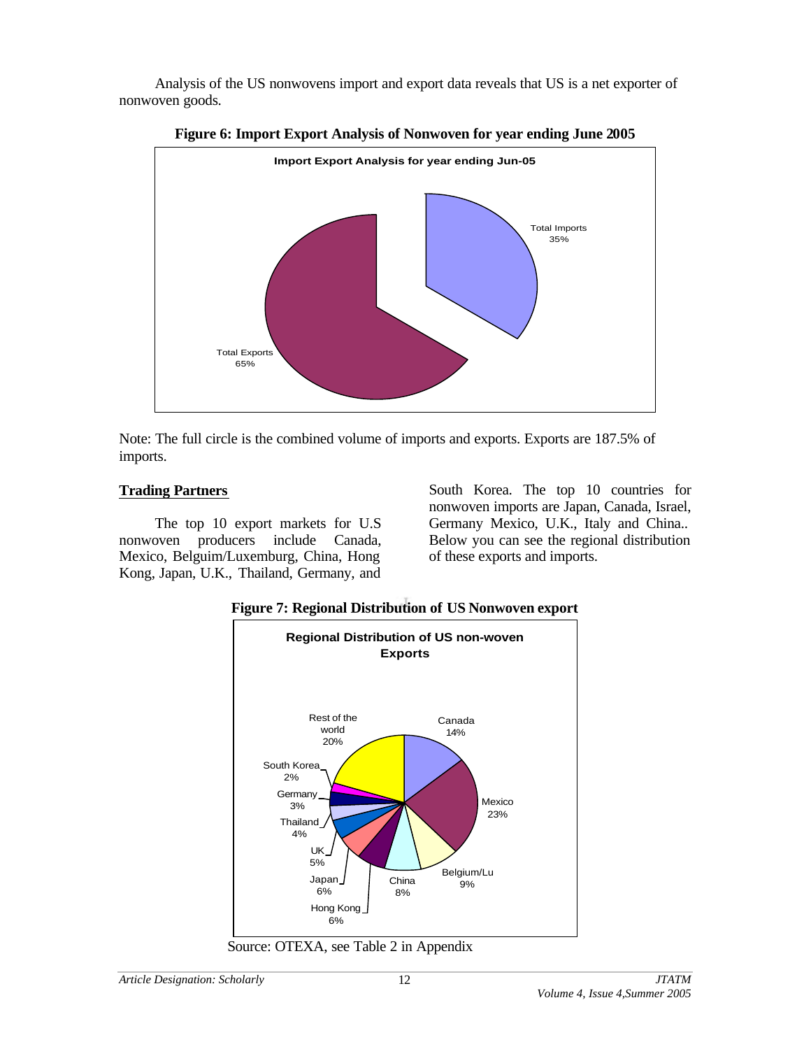Analysis of the US nonwovens import and export data reveals that US is a net exporter of nonwoven goods.

**Figure 6: Import Export Analysis of Nonwoven for year ending June 2005**

Import Export Analysis for year ending Jun-05

Total Imports
35%

Total Exports
65%

Note: The full circle is the combined volume of imports and exports. Exports are 187.5% of imports.

## Trading Partners

The top 10 export markets for U.S nonwoven producers include Canada, Mexico, Belguim/Luxemburg, China, Hong Kong, Japan, U.K., Thailand, Germany, and South Korea. The top 10 countries for nonwoven imports are Japan, Canada, Israel, Germany Mexico, U.K., Italy and China.. Below you can see the regional distribution of these exports and imports.

**Figure 7: Regional Distribution of US Nonwoven export**

Regional Distribution of US non-woven Exports

Canada
14%

Mexico
23%

Belgium/Lu
9%

China
8%

Hong Kong
6%

Japan
6%

UK
5%

Thailand
4%

Germany
3%

South Korea
2%

Rest of the world
20%

Source: OTEXA, see Table 2 in Appendix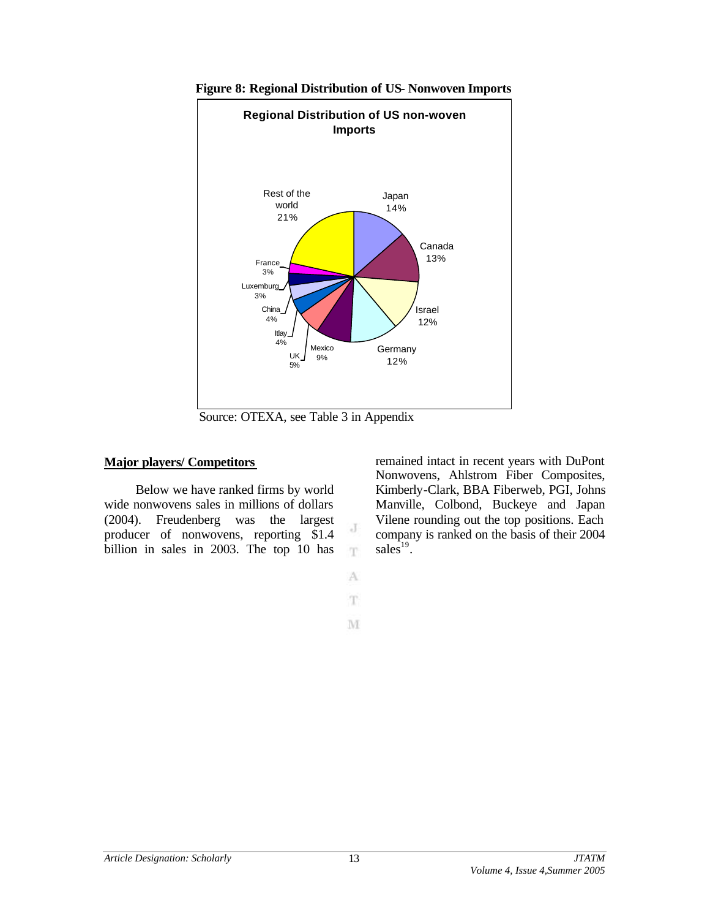**Figure 8: Regional Distribution of US- Nonwoven Imports**

Regional Distribution of US non-woven Imports

Rest of the world 21%

Japan 14%

Canada 13%

Israel 12%

Germany 12%

Mexico 9%

UK 5%

Itlay 4%

China 4%

Luxemburg 3%

France 3%

Source: OTEXA, see Table 3 in Appendix

## Major players/ Competitors

Below we have ranked firms by world wide nonwovens sales in millions of dollars (2004). Freudenberg was the largest producer of nonwovens, reporting $1.4 billion in sales in 2003. The top 10 has remained intact in recent years with DuPont Nonwovens, Ahlstrom Fiber Composites, Kimberly-Clark, BBA Fiberweb, PGI, Johns Manville, Colbond, Buckeye and Japan Vilene rounding out the top positions. Each company is ranked on the basis of their 2004 sales[19].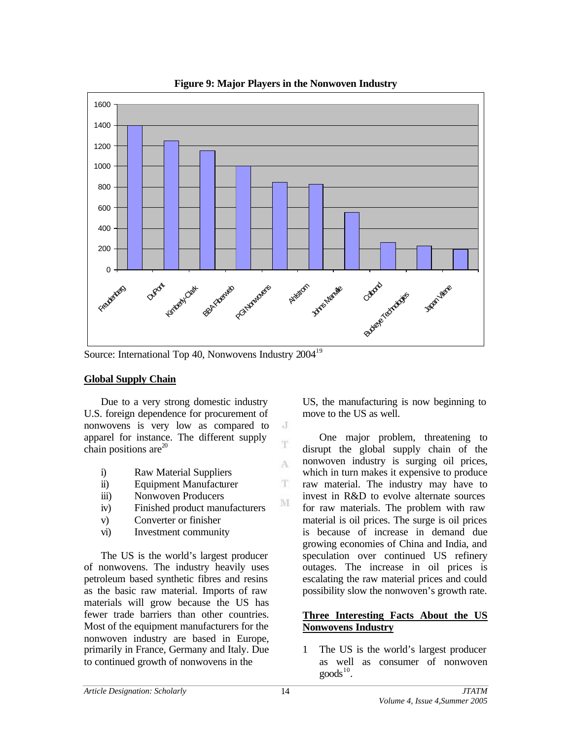**Figure 9: Major Players in the Nonwoven Industry**

1600
1400
1200
1000
800
600
400
200
0

Freudenberg
DuPont
Kimberly-Clark
BBA Fiberweb
PGI Nonwovens
Ahlstrom
Johns Manville
Colbond
Buckeye Technologies
Japan Vilene

Source: International Top 40, Nonwovens Industry 2004[19]

## Global Supply Chain

Due to a very strong domestic industry U.S. foreign dependence for procurement of nonwovens is very low as compared to apparel for instance. The different supply chain positions are[20]

i) Raw Material Suppliers
ii) Equipment Manufacturer
iii) Nonwoven Producers
iv) Finished product manufacturers
v) Converter or finisher
vi) Investment community

The US is the world's largest producer of nonwovens. The industry heavily uses petroleum based synthetic fibres and resins as the basic raw material. Imports of raw materials will grow because the US has fewer trade barriers than other countries. Most of the equipment manufacturers for the nonwoven industry are based in Europe, primarily in France, Germany and Italy. Due to continued growth of nonwovens in the US, the manufacturing is now beginning to move to the US as well.

One major problem, threatening to disrupt the global supply chain of the nonwoven industry is surging oil prices, which in turn makes it expensive to produce raw material. The industry may have to invest in R&D to evolve alternate sources for raw materials. The problem with raw material is oil prices. The surge is oil prices is because of increase in demand due growing economies of China and India, and speculation over continued US refinery outages. The increase in oil prices is escalating the raw material prices and could possibility slow the nonwoven's growth rate.

## Three Interesting Facts About the US Nonwovens Industry

1 The US is the world's largest producer as well as consumer of nonwoven goods[10].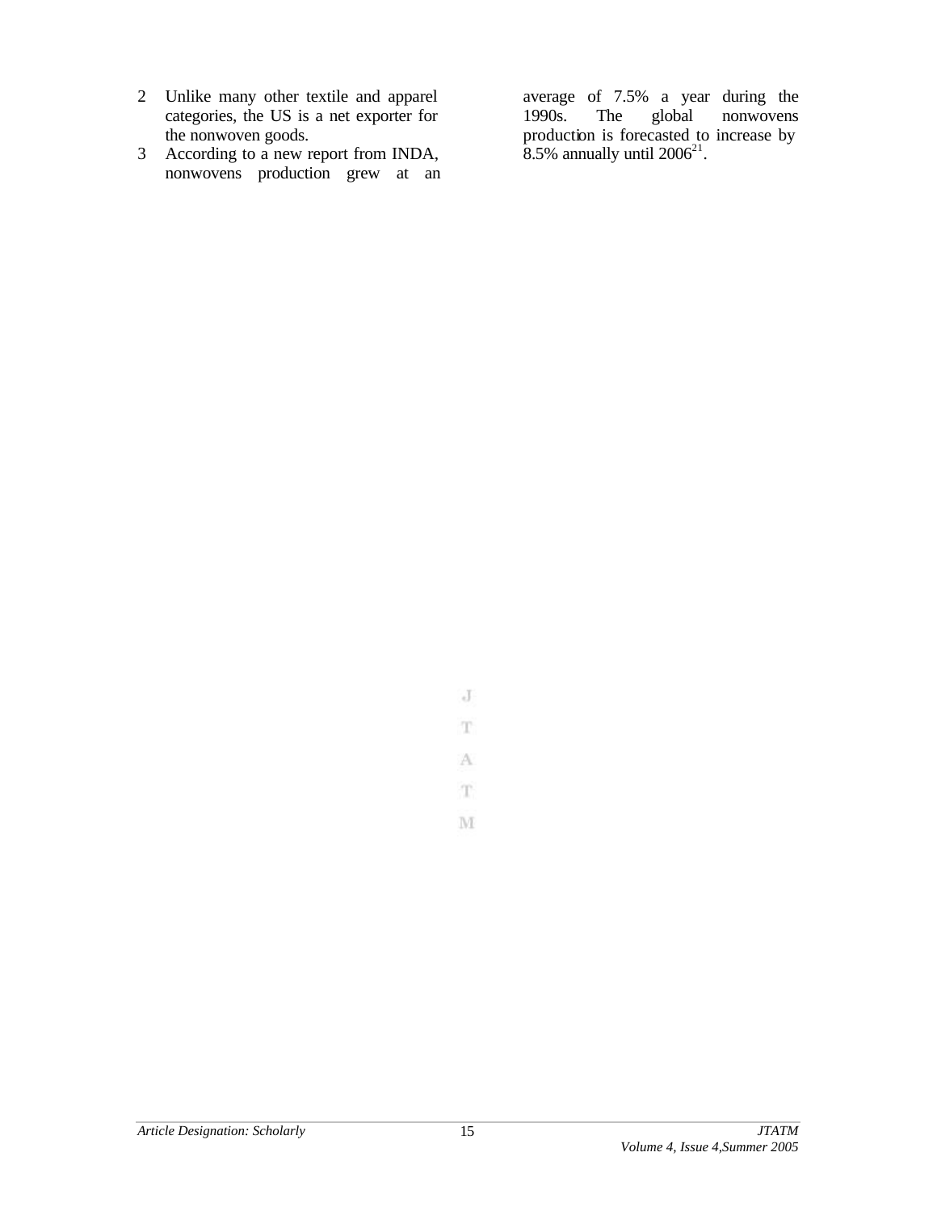2. Unlike many other textile and apparel categories, the US is a net exporter for the nonwoven goods.
3. According to a new report from INDA, nonwovens production grew at an average of 7.5% a year during the 1990s. The global nonwovens production is forecasted to increase by 8.5% annually until 2006[21].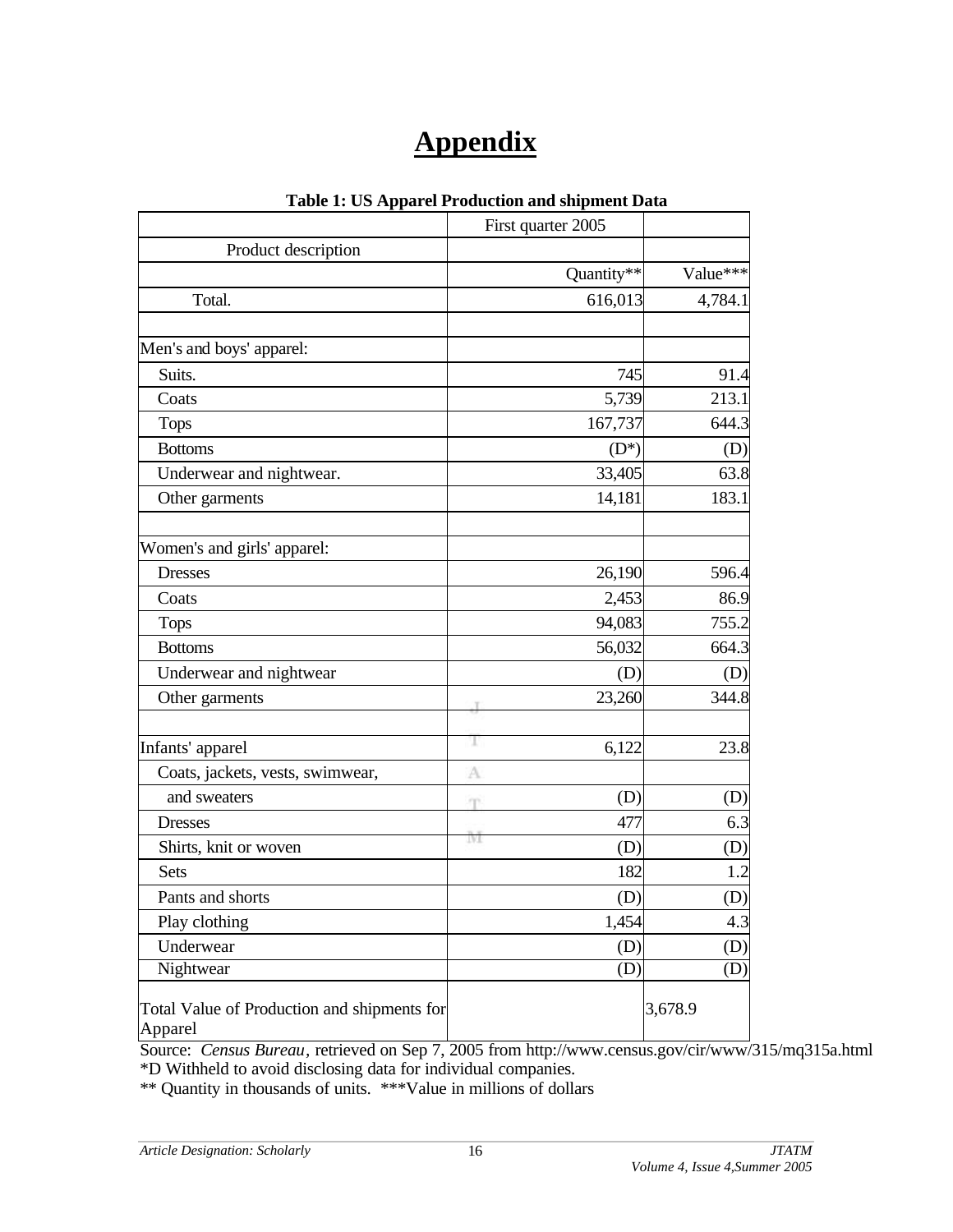# Appendix

**Table 1: US Apparel Production and shipment Data**

| | First quarter 2005 | |
|---|---|---|
| Product description | | |
| | Quantity** | Value*** |
| Total. | 616,013 | 4,784.1 |
| | | |
| Men's and boys' apparel: | | |
| Suits. | 745 | 91.4 |
| Coats | 5,739 | 213.1 |
| Tops | 167,737 | 644.3 |
| Bottoms | (D*) | (D) |
| Underwear and nightwear. | 33,405 | 63.8 |
| Other garments | 14,181 | 183.1 |
| | | |
| Women's and girls' apparel: | | |
| Dresses | 26,190 | 596.4 |
| Coats | 2,453 | 86.9 |
| Tops | 94,083 | 755.2 |
| Bottoms | 56,032 | 664.3 |
| Underwear and nightwear | (D) | (D) |
| Other garments | 23,260 | 344.8 |
| | | |
| Infants' apparel | 6,122 | 23.8 |
| Coats, jackets, vests, swimwear, | | |
| and sweaters | (D) | (D) |
| Dresses | 477 | 6.3 |
| Shirts, knit or woven | (D) | (D) |
| Sets | 182 | 1.2 |
| Pants and shorts | (D) | (D) |
| Play clothing | 1,454 | 4.3 |
| Underwear | (D) | (D) |
| Nightwear | (D) | (D) |
| Total Value of Production and shipments for Apparel | | 3,678.9 |

Source: *Census Bureau*, retrieved on Sep 7, 2005 from http://www.census.gov/cir/www/315/mq315a.html
*D Withheld to avoid disclosing data for individual companies.
** Quantity in thousands of units. ***Value in millions of dollars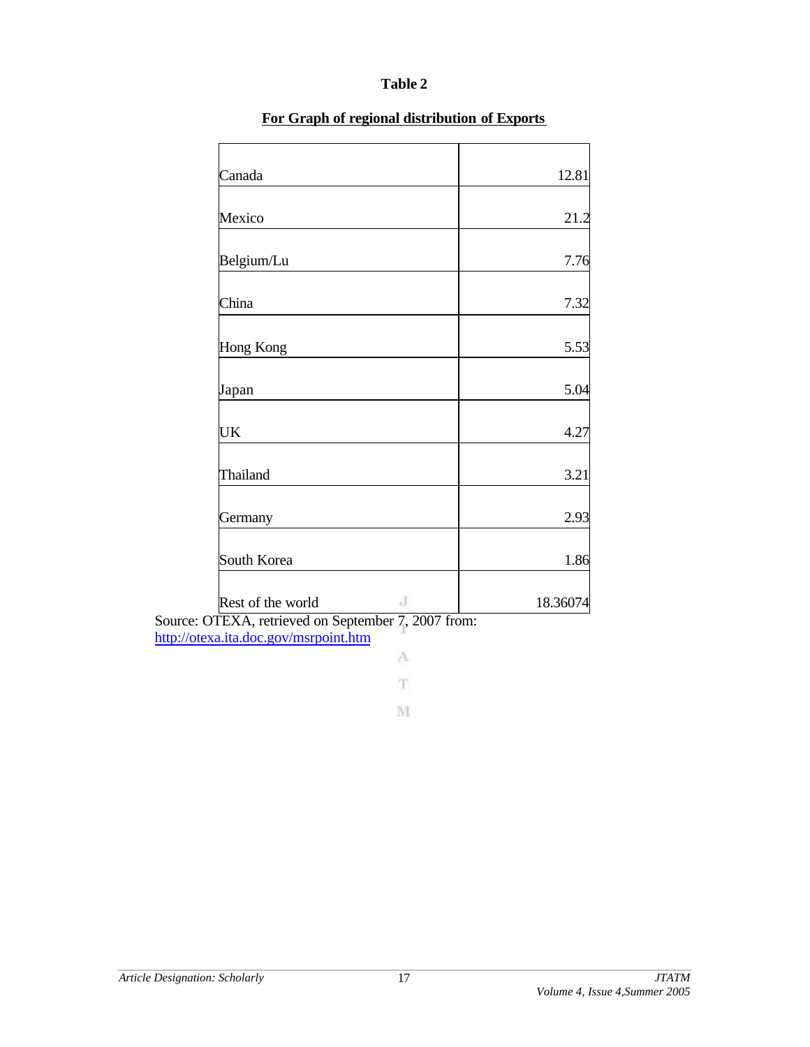**Table 2**

**For Graph of regional distribution of Exports**

| | |
|---|---|
| Canada | 12.81 |
| Mexico | 21.2 |
| Belgium/Lu | 7.76 |
| China | 7.32 |
| Hong Kong | 5.53 |
| Japan | 5.04 |
| UK | 4.27 |
| Thailand | 3.21 |
| Germany | 2.93 |
| South Korea | 1.86 |
| Rest of the world | 18.36074 |

Source: OTEXA, retrieved on September 7, 2007 from: http://otexa.ita.doc.gov/msrpoint.htm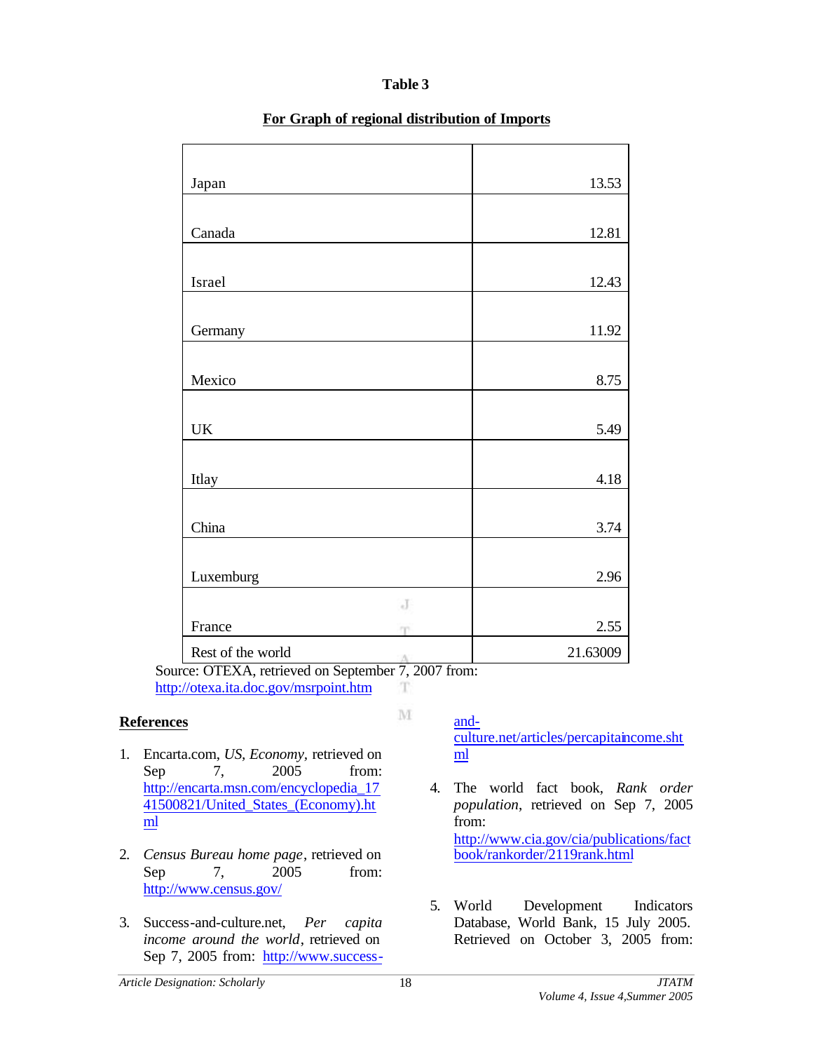**Table 3**

**For Graph of regional distribution of Imports**

| | |
|---|---|
| Japan | 13.53 |
| Canada | 12.81 |
| Israel | 12.43 |
| Germany | 11.92 |
| Mexico | 8.75 |
| UK | 5.49 |
| Itlay | 4.18 |
| China | 3.74 |
| Luxemburg | 2.96 |
| France | 2.55 |
| Rest of the world | 21.63009 |

Source: OTEXA, retrieved on September 7, 2007 from: http://otexa.ita.doc.gov/msrpoint.htm

## References

1. Encarta.com, *US, Economy*, retrieved on Sep 7, 2005 from: http://encarta.msn.com/encyclopedia_1741500821/United_States_(Economy).html

2. *Census Bureau home page*, retrieved on Sep 7, 2005 from: http://www.census.gov/

3. Success-and-culture.net, *Per capita income around the world*, retrieved on Sep 7, 2005 from: http://www.success-and-culture.net/articles/percapitaincome.shtml

4. The world fact book, *Rank order population*, retrieved on Sep 7, 2005 from: http://www.cia.gov/cia/publications/factbook/rankorder/2119rank.html

5. World Development Indicators Database, World Bank, 15 July 2005. Retrieved on October 3, 2005 from: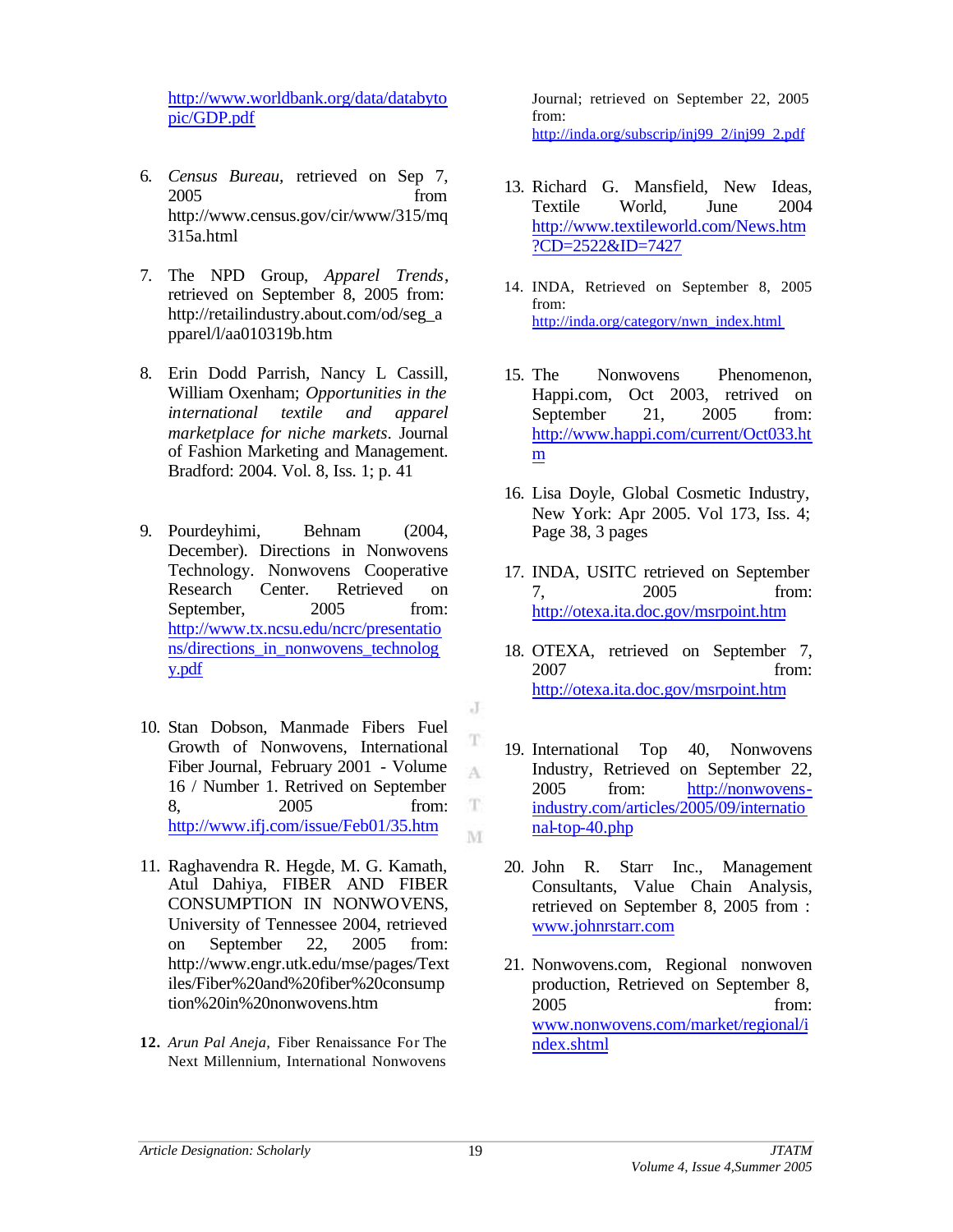http://www.worldbank.org/data/databytopic/GDP.pdf

6. *Census Bureau*, retrieved on Sep 7, 2005 from http://www.census.gov/cir/www/315/mq315a.html

7. The NPD Group, *Apparel Trends*, retrieved on September 8, 2005 from: http://retailindustry.about.com/od/seg_apparel/l/aa010319b.htm

8. Erin Dodd Parrish, Nancy L Cassill, William Oxenham; *Opportunities in the international textile and apparel marketplace for niche markets*. Journal of Fashion Marketing and Management. Bradford: 2004. Vol. 8, Iss. 1; p. 41

9. Pourdeyhimi, Behnam (2004, December). Directions in Nonwovens Technology. Nonwovens Cooperative Research Center. Retrieved on September, 2005 from: http://www.tx.ncsu.edu/ncrc/presentations/directions_in_nonwovens_technology.pdf

10. Stan Dobson, Manmade Fibers Fuel Growth of Nonwovens, International Fiber Journal, February 2001 - Volume 16 / Number 1. Retrived on September 8, 2005 from: http://www.ifj.com/issue/Feb01/35.htm

11. Raghavendra R. Hegde, M. G. Kamath, Atul Dahiya, FIBER AND FIBER CONSUMPTION IN NONWOVENS, University of Tennessee 2004, retrieved on September 22, 2005 from: http://www.engr.utk.edu/mse/pages/Textiles/Fiber%20and%20fiber%20consumption%20in%20nonwovens.htm

12. *Arun Pal Aneja,* Fiber Renaissance For The Next Millennium, International Nonwovens Journal; retrieved on September 22, 2005 from: http://inda.org/subscrip/inj99_2/inj99_2.pdf

13. Richard G. Mansfield, New Ideas, Textile World, June 2004 http://www.textileworld.com/News.htm?CD=2522&ID=7427

14. INDA, Retrieved on September 8, 2005 from: http://inda.org/category/nwn_index.html

15. The Nonwovens Phenomenon, Happi.com, Oct 2003, retrived on September 21, 2005 from: http://www.happi.com/current/Oct033.htm

16. Lisa Doyle, Global Cosmetic Industry, New York: Apr 2005. Vol 173, Iss. 4; Page 38, 3 pages

17. INDA, USITC retrieved on September 7, 2005 from: http://otexa.ita.doc.gov/msrpoint.htm

18. OTEXA, retrieved on September 7, 2007 from: http://otexa.ita.doc.gov/msrpoint.htm

19. International Top 40, Nonwovens Industry, Retrieved on September 22, 2005 from: http://nonwovens-industry.com/articles/2005/09/international-top-40.php

20. John R. Starr Inc., Management Consultants, Value Chain Analysis, retrieved on September 8, 2005 from : www.johnrstarr.com

21. Nonwovens.com, Regional nonwoven production, Retrieved on September 8, 2005 from: www.nonwovens.com/market/regional/index.shtml

Article Designation: Scholarly